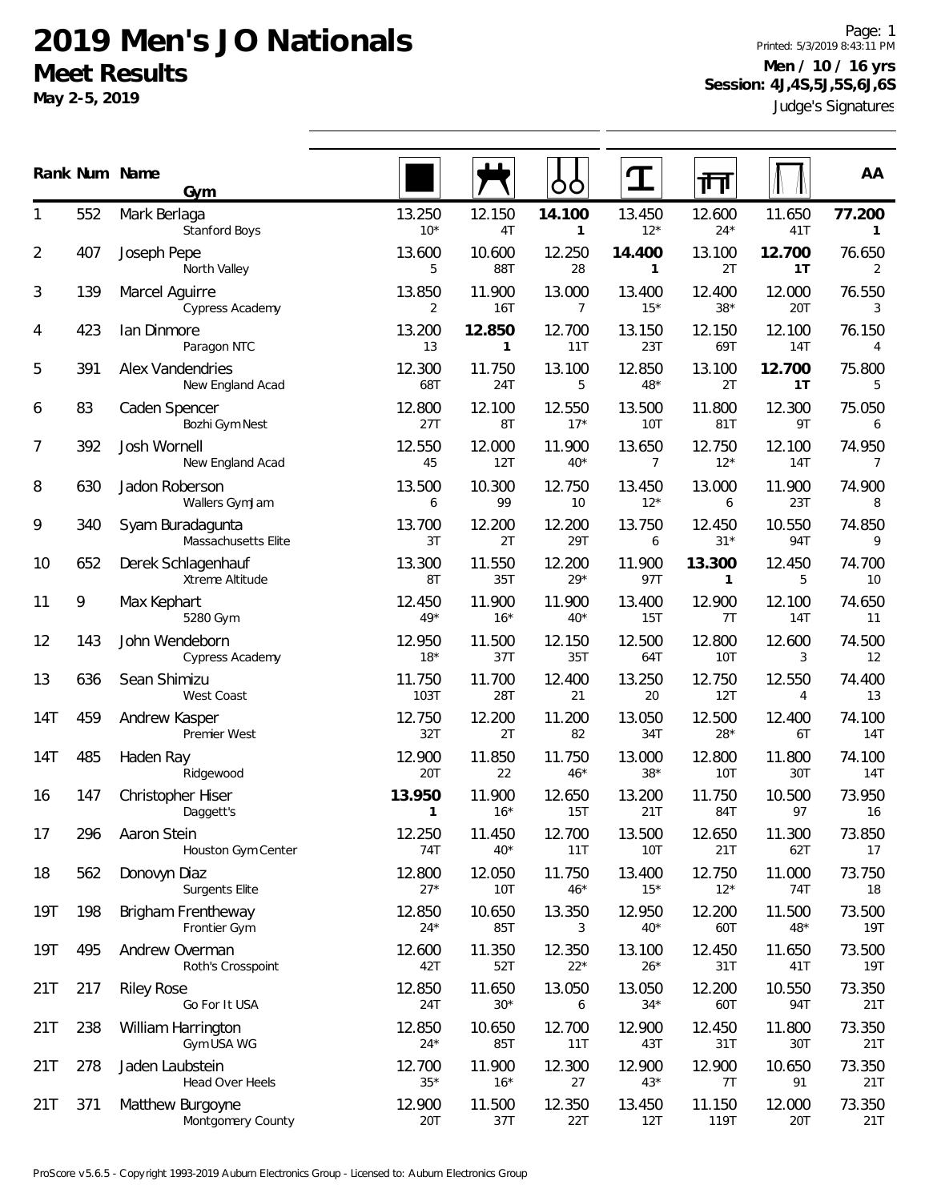# 2019 Men's JO Nationals

## Meet Results

**May 2-5, 2019**

**Men / 10 / 16 yrs**
**Session: 4J,4S,5J,5S,6J,6S**
Judge's Signatures

| Rank | Num | Name / Gym | Floor | Pommel Horse | Rings | Vault | Parallel Bars | High Bar | AA |
|---|---|---|---|---|---|---|---|---|---|
| 1 | 552 | Mark Berlaga<br>Stanford Boys | 13.250<br>10* | 12.150<br>4T | **14.100**<br>**1** | 13.450<br>12* | 12.600<br>24* | 11.650<br>41T | **77.200**<br>**1** |
| 2 | 407 | Joseph Pepe<br>North Valley | 13.600<br>5 | 10.600<br>88T | 12.250<br>28 | **14.400**<br>**1** | 13.100<br>2T | **12.700**<br>**1T** | 76.650<br>2 |
| 3 | 139 | Marcel Aguirre<br>Cypress Academy | 13.850<br>2 | 11.900<br>16T | 13.000<br>7 | 13.400<br>15* | 12.400<br>38* | 12.000<br>20T | 76.550<br>3 |
| 4 | 423 | Ian Dinmore<br>Paragon NTC | 13.200<br>13 | **12.850**<br>**1** | 12.700<br>11T | 13.150<br>23T | 12.150<br>69T | 12.100<br>14T | 76.150<br>4 |
| 5 | 391 | Alex Vandendries<br>New England Acad | 12.300<br>68T | 11.750<br>24T | 13.100<br>5 | 12.850<br>48* | 13.100<br>2T | **12.700**<br>**1T** | 75.800<br>5 |
| 6 | 83 | Caden Spencer<br>Bozhi Gym Nest | 12.800<br>27T | 12.100<br>8T | 12.550<br>17* | 13.500<br>10T | 11.800<br>81T | 12.300<br>9T | 75.050<br>6 |
| 7 | 392 | Josh Wornell<br>New England Acad | 12.550<br>45 | 12.000<br>12T | 11.900<br>40* | 13.650<br>7 | 12.750<br>12* | 12.100<br>14T | 74.950<br>7 |
| 8 | 630 | Jadon Roberson<br>Wallers GymJam | 13.500<br>6 | 10.300<br>99 | 12.750<br>10 | 13.450<br>12* | 13.000<br>6 | 11.900<br>23T | 74.900<br>8 |
| 9 | 340 | Syam Buradagunta<br>Massachusetts Elite | 13.700<br>3T | 12.200<br>2T | 12.200<br>29T | 13.750<br>6 | 12.450<br>31* | 10.550<br>94T | 74.850<br>9 |
| 10 | 652 | Derek Schlagenhauf<br>Xtreme Altitude | 13.300<br>8T | 11.550<br>35T | 12.200<br>29* | 11.900<br>97T | **13.300**<br>**1** | 12.450<br>5 | 74.700<br>10 |
| 11 | 9 | Max Kephart<br>5280 Gym | 12.450<br>49* | 11.900<br>16* | 11.900<br>40* | 13.400<br>15T | 12.900<br>7T | 12.100<br>14T | 74.650<br>11 |
| 12 | 143 | John Wendeborn<br>Cypress Academy | 12.950<br>18* | 11.500<br>37T | 12.150<br>35T | 12.500<br>64T | 12.800<br>10T | 12.600<br>3 | 74.500<br>12 |
| 13 | 636 | Sean Shimizu<br>West Coast | 11.750<br>103T | 11.700<br>28T | 12.400<br>21 | 13.250<br>20 | 12.750<br>12T | 12.550<br>4 | 74.400<br>13 |
| 14T | 459 | Andrew Kasper<br>Premier West | 12.750<br>32T | 12.200<br>2T | 11.200<br>82 | 13.050<br>34T | 12.500<br>28* | 12.400<br>6T | 74.100<br>14T |
| 14T | 485 | Haden Ray<br>Ridgewood | 12.900<br>20T | 11.850<br>22 | 11.750<br>46* | 13.000<br>38* | 12.800<br>10T | 11.800<br>30T | 74.100<br>14T |
| 16 | 147 | Christopher Hiser<br>Daggett's | **13.950**<br>**1** | 11.900<br>16* | 12.650<br>15T | 13.200<br>21T | 11.750<br>84T | 10.500<br>97 | 73.950<br>16 |
| 17 | 296 | Aaron Stein<br>Houston Gym Center | 12.250<br>74T | 11.450<br>40* | 12.700<br>11T | 13.500<br>10T | 12.650<br>21T | 11.300<br>62T | 73.850<br>17 |
| 18 | 562 | Donovyn Diaz<br>Surgents Elite | 12.800<br>27* | 12.050<br>10T | 11.750<br>46* | 13.400<br>15* | 12.750<br>12* | 11.000<br>74T | 73.750<br>18 |
| 19T | 198 | Brigham Frentheway<br>Frontier Gym | 12.850<br>24* | 10.650<br>85T | 13.350<br>3 | 12.950<br>40* | 12.200<br>60T | 11.500<br>48* | 73.500<br>19T |
| 19T | 495 | Andrew Overman<br>Roth's Crosspoint | 12.600<br>42T | 11.350<br>52T | 12.350<br>22* | 13.100<br>26* | 12.450<br>31T | 11.650<br>41T | 73.500<br>19T |
| 21T | 217 | Riley Rose<br>Go For It USA | 12.850<br>24T | 11.650<br>30* | 13.050<br>6 | 13.050<br>34* | 12.200<br>60T | 10.550<br>94T | 73.350<br>21T |
| 21T | 238 | William Harrington<br>Gym USA WG | 12.850<br>24* | 10.650<br>85T | 12.700<br>11T | 12.900<br>43T | 12.450<br>31T | 11.800<br>30T | 73.350<br>21T |
| 21T | 278 | Jaden Laubstein<br>Head Over Heels | 12.700<br>35* | 11.900<br>16* | 12.300<br>27 | 12.900<br>43* | 12.900<br>7T | 10.650<br>91 | 73.350<br>21T |
| 21T | 371 | Matthew Burgoyne<br>Montgomery County | 12.900<br>20T | 11.500<br>37T | 12.350<br>22T | 13.450<br>12T | 11.150<br>119T | 12.000<br>20T | 73.350<br>21T |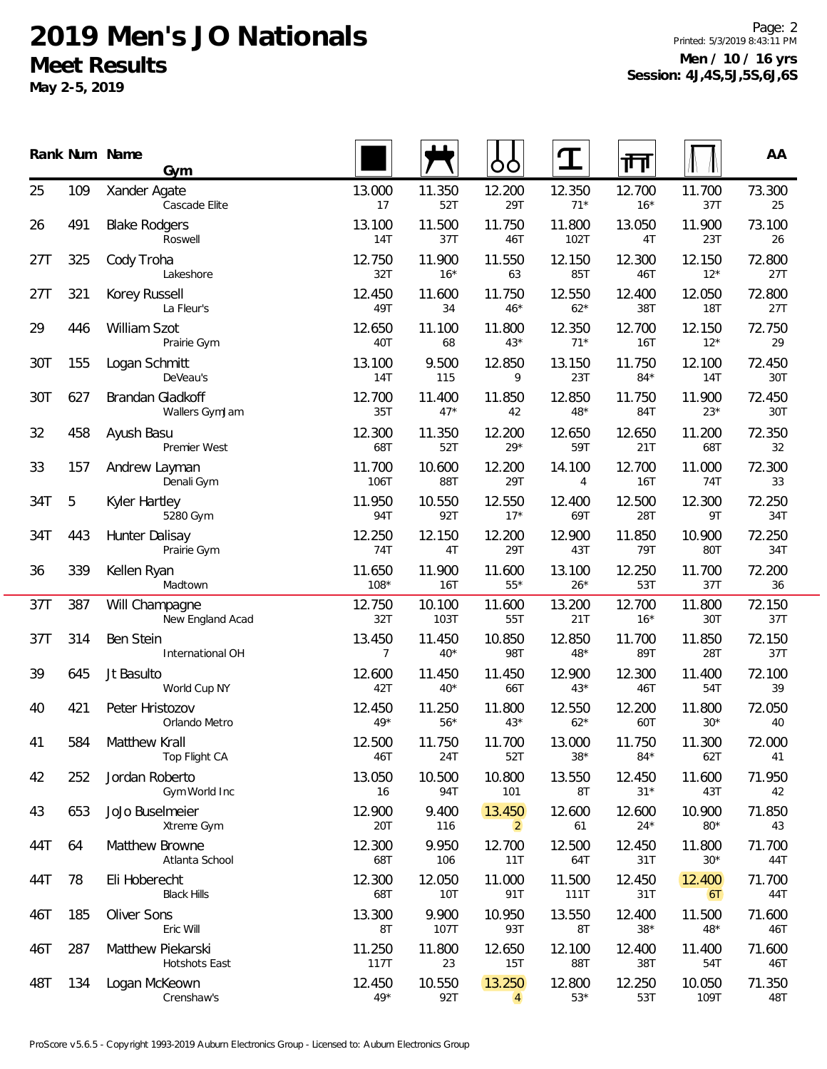# 2019 Men's JO Nationals

## Meet Results

**May 2-5, 2019**

**Men / 10 / 16 yrs**
**Session: 4J,4S,5J,5S,6J,6S**

| Rank | Num | Name / Gym | Floor | Pommel Horse | Rings | Vault | Parallel Bars | High Bar | AA |
|---|---|---|---|---|---|---|---|---|---|
| 25 | 109 | Xander Agate<br>Cascade Elite | 13.000<br>17 | 11.350<br>52T | 12.200<br>29T | 12.350<br>71* | 12.700<br>16* | 11.700<br>37T | 73.300<br>25 |
| 26 | 491 | Blake Rodgers<br>Roswell | 13.100<br>14T | 11.500<br>37T | 11.750<br>46T | 11.800<br>102T | 13.050<br>4T | 11.900<br>23T | 73.100<br>26 |
| 27T | 325 | Cody Troha<br>Lakeshore | 12.750<br>32T | 11.900<br>16* | 11.550<br>63 | 12.150<br>85T | 12.300<br>46T | 12.150<br>12* | 72.800<br>27T |
| 27T | 321 | Korey Russell<br>La Fleur's | 12.450<br>49T | 11.600<br>34 | 11.750<br>46* | 12.550<br>62* | 12.400<br>38T | 12.050<br>18T | 72.800<br>27T |
| 29 | 446 | William Szot<br>Prairie Gym | 12.650<br>40T | 11.100<br>68 | 11.800<br>43* | 12.350<br>71* | 12.700<br>16T | 12.150<br>12* | 72.750<br>29 |
| 30T | 155 | Logan Schmitt<br>DeVeau's | 13.100<br>14T | 9.500<br>115 | 12.850<br>9 | 13.150<br>23T | 11.750<br>84* | 12.100<br>14T | 72.450<br>30T |
| 30T | 627 | Brandan Gladkoff<br>Wallers GymJam | 12.700<br>35T | 11.400<br>47* | 11.850<br>42 | 12.850<br>48* | 11.750<br>84T | 11.900<br>23* | 72.450<br>30T |
| 32 | 458 | Ayush Basu<br>Premier West | 12.300<br>68T | 11.350<br>52T | 12.200<br>29* | 12.650<br>59T | 12.650<br>21T | 11.200<br>68T | 72.350<br>32 |
| 33 | 157 | Andrew Layman<br>Denali Gym | 11.700<br>106T | 10.600<br>88T | 12.200<br>29T | 14.100<br>4 | 12.700<br>16T | 11.000<br>74T | 72.300<br>33 |
| 34T | 5 | Kyler Hartley<br>5280 Gym | 11.950<br>94T | 10.550<br>92T | 12.550<br>17* | 12.400<br>69T | 12.500<br>28T | 12.300<br>9T | 72.250<br>34T |
| 34T | 443 | Hunter Dalisay<br>Prairie Gym | 12.250<br>74T | 12.150<br>4T | 12.200<br>29T | 12.900<br>43T | 11.850<br>79T | 10.900<br>80T | 72.250<br>34T |
| 36 | 339 | Kellen Ryan<br>Madtown | 11.650<br>108* | 11.900<br>16T | 11.600<br>55* | 13.100<br>26* | 12.250<br>53T | 11.700<br>37T | 72.200<br>36 |
| 37T | 387 | Will Champagne<br>New England Acad | 12.750<br>32T | 10.100<br>103T | 11.600<br>55T | 13.200<br>21T | 12.700<br>16* | 11.800<br>30T | 72.150<br>37T |
| 37T | 314 | Ben Stein<br>International OH | 13.450<br>7 | 11.450<br>40* | 10.850<br>98T | 12.850<br>48* | 11.700<br>89T | 11.850<br>28T | 72.150<br>37T |
| 39 | 645 | Jt Basulto<br>World Cup NY | 12.600<br>42T | 11.450<br>40* | 11.450<br>66T | 12.900<br>43* | 12.300<br>46T | 11.400<br>54T | 72.100<br>39 |
| 40 | 421 | Peter Hristozov<br>Orlando Metro | 12.450<br>49* | 11.250<br>56* | 11.800<br>43* | 12.550<br>62* | 12.200<br>60T | 11.800<br>30* | 72.050<br>40 |
| 41 | 584 | Matthew Krall<br>Top Flight CA | 12.500<br>46T | 11.750<br>24T | 11.700<br>52T | 13.000<br>38* | 11.750<br>84* | 11.300<br>62T | 72.000<br>41 |
| 42 | 252 | Jordan Roberto<br>Gym World Inc | 13.050<br>16 | 10.500<br>94T | 10.800<br>101 | 13.550<br>8T | 12.450<br>31* | 11.600<br>43T | 71.950<br>42 |
| 43 | 653 | JoJo Buselmeier<br>Xtreme Gym | 12.900<br>20T | 9.400<br>116 | 13.450<br>2 | 12.600<br>61 | 12.600<br>24* | 10.900<br>80* | 71.850<br>43 |
| 44T | 64 | Matthew Browne<br>Atlanta School | 12.300<br>68T | 9.950<br>106 | 12.700<br>11T | 12.500<br>64T | 12.450<br>31T | 11.800<br>30* | 71.700<br>44T |
| 44T | 78 | Eli Hoberecht<br>Black Hills | 12.300<br>68T | 12.050<br>10T | 11.000<br>91T | 11.500<br>111T | 12.450<br>31T | 12.400<br>6T | 71.700<br>44T |
| 46T | 185 | Oliver Sons<br>Eric Will | 13.300<br>8T | 9.900<br>107T | 10.950<br>93T | 13.550<br>8T | 12.400<br>38* | 11.500<br>48* | 71.600<br>46T |
| 46T | 287 | Matthew Piekarski<br>Hotshots East | 11.250<br>117T | 11.800<br>23 | 12.650<br>15T | 12.100<br>88T | 12.400<br>38T | 11.400<br>54T | 71.600<br>46T |
| 48T | 134 | Logan McKeown<br>Crenshaw's | 12.450<br>49* | 10.550<br>92T | 13.250<br>4 | 12.800<br>53* | 12.250<br>53T | 10.050<br>109T | 71.350<br>48T |

ProScore v5.6.5 - Copyright 1993-2019 Auburn Electronics Group - Licensed to: Auburn Electronics Group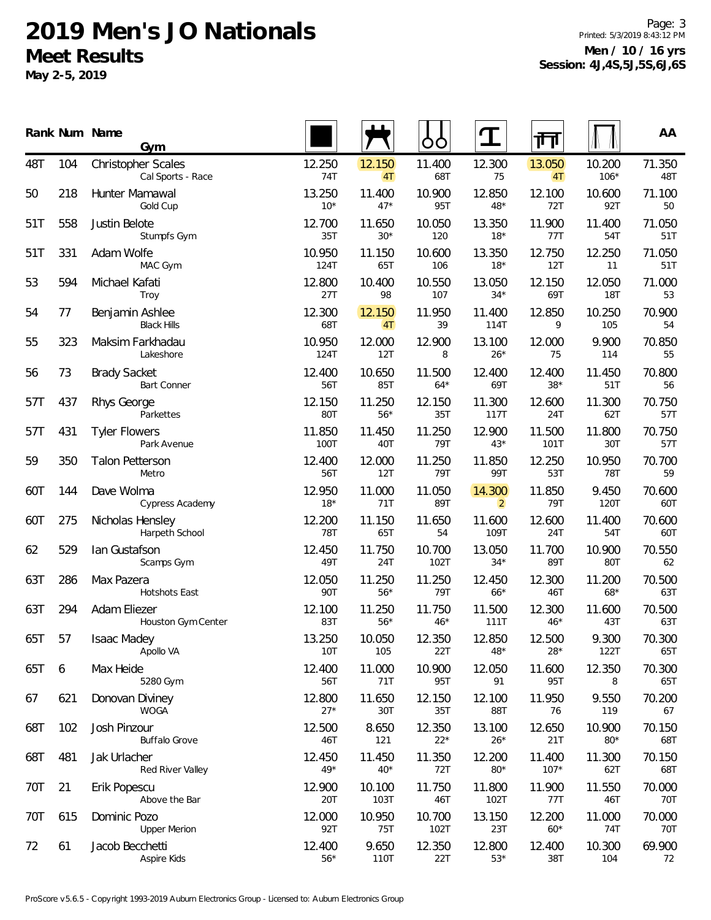# 2019 Men's JO Nationals
## Meet Results
**May 2-5, 2019**

**Men / 10 / 16 yrs**
**Session: 4J,4S,5J,5S,6J,6S**

| Rank | Num | Name / Gym | Floor | Pommel Horse | Rings | Vault | Parallel Bars | High Bar | AA |
|---|---|---|---|---|---|---|---|---|---|
| 48T | 104 | Christopher Scales<br>Cal Sports - Race | 12.250<br>74T | 12.150<br>4T | 11.400<br>68T | 12.300<br>75 | 13.050<br>4T | 10.200<br>106* | 71.350<br>48T |
| 50 | 218 | Hunter Mamawal<br>Gold Cup | 13.250<br>10* | 11.400<br>47* | 10.900<br>95T | 12.850<br>48* | 12.100<br>72T | 10.600<br>92T | 71.100<br>50 |
| 51T | 558 | Justin Belote<br>Stumpfs Gym | 12.700<br>35T | 11.650<br>30* | 10.050<br>120 | 13.350<br>18* | 11.900<br>77T | 11.400<br>54T | 71.050<br>51T |
| 51T | 331 | Adam Wolfe<br>MAC Gym | 10.950<br>124T | 11.150<br>65T | 10.600<br>106 | 13.350<br>18* | 12.750<br>12T | 12.250<br>11 | 71.050<br>51T |
| 53 | 594 | Michael Kafati<br>Troy | 12.800<br>27T | 10.400<br>98 | 10.550<br>107 | 13.050<br>34* | 12.150<br>69T | 12.050<br>18T | 71.000<br>53 |
| 54 | 77 | Benjamin Ashlee<br>Black Hills | 12.300<br>68T | 12.150<br>4T | 11.950<br>39 | 11.400<br>114T | 12.850<br>9 | 10.250<br>105 | 70.900<br>54 |
| 55 | 323 | Maksim Farkhadau<br>Lakeshore | 10.950<br>124T | 12.000<br>12T | 12.900<br>8 | 13.100<br>26* | 12.000<br>75 | 9.900<br>114 | 70.850<br>55 |
| 56 | 73 | Brady Sacket<br>Bart Conner | 12.400<br>56T | 10.650<br>85T | 11.500<br>64* | 12.400<br>69T | 12.400<br>38* | 11.450<br>51T | 70.800<br>56 |
| 57T | 437 | Rhys George<br>Parkettes | 12.150<br>80T | 11.250<br>56* | 12.150<br>35T | 11.300<br>117T | 12.600<br>24T | 11.300<br>62T | 70.750<br>57T |
| 57T | 431 | Tyler Flowers<br>Park Avenue | 11.850<br>100T | 11.450<br>40T | 11.250<br>79T | 12.900<br>43* | 11.500<br>101T | 11.800<br>30T | 70.750<br>57T |
| 59 | 350 | Talon Petterson<br>Metro | 12.400<br>56T | 12.000<br>12T | 11.250<br>79T | 11.850<br>99T | 12.250<br>53T | 10.950<br>78T | 70.700<br>59 |
| 60T | 144 | Dave Wolma<br>Cypress Academy | 12.950<br>18* | 11.000<br>71T | 11.050<br>89T | 14.300<br>2 | 11.850<br>79T | 9.450<br>120T | 70.600<br>60T |
| 60T | 275 | Nicholas Hensley<br>Harpeth School | 12.200<br>78T | 11.150<br>65T | 11.650<br>54 | 11.600<br>109T | 12.600<br>24T | 11.400<br>54T | 70.600<br>60T |
| 62 | 529 | Ian Gustafson<br>Scamps Gym | 12.450<br>49T | 11.750<br>24T | 10.700<br>102T | 13.050<br>34* | 11.700<br>89T | 10.900<br>80T | 70.550<br>62 |
| 63T | 286 | Max Pazera<br>Hotshots East | 12.050<br>90T | 11.250<br>56* | 11.250<br>79T | 12.450<br>66* | 12.300<br>46T | 11.200<br>68* | 70.500<br>63T |
| 63T | 294 | Adam Eliezer<br>Houston Gym Center | 12.100<br>83T | 11.250<br>56* | 11.750<br>46* | 11.500<br>111T | 12.300<br>46* | 11.600<br>43T | 70.500<br>63T |
| 65T | 57 | Isaac Madey<br>Apollo VA | 13.250<br>10T | 10.050<br>105 | 12.350<br>22T | 12.850<br>48* | 12.500<br>28* | 9.300<br>122T | 70.300<br>65T |
| 65T | 6 | Max Heide<br>5280 Gym | 12.400<br>56T | 11.000<br>71T | 10.900<br>95T | 12.050<br>91 | 11.600<br>95T | 12.350<br>8 | 70.300<br>65T |
| 67 | 621 | Donovan Diviney<br>WOGA | 12.800<br>27* | 11.650<br>30T | 12.150<br>35T | 12.100<br>88T | 11.950<br>76 | 9.550<br>119 | 70.200<br>67 |
| 68T | 102 | Josh Pinzour<br>Buffalo Grove | 12.500<br>46T | 8.650<br>121 | 12.350<br>22* | 13.100<br>26* | 12.650<br>21T | 10.900<br>80* | 70.150<br>68T |
| 68T | 481 | Jak Urlacher<br>Red River Valley | 12.450<br>49* | 11.450<br>40* | 11.350<br>72T | 12.200<br>80* | 11.400<br>107* | 11.300<br>62T | 70.150<br>68T |
| 70T | 21 | Erik Popescu<br>Above the Bar | 12.900<br>20T | 10.100<br>103T | 11.750<br>46T | 11.800<br>102T | 11.900<br>77T | 11.550<br>46T | 70.000<br>70T |
| 70T | 615 | Dominic Pozo<br>Upper Merion | 12.000<br>92T | 10.950<br>75T | 10.700<br>102T | 13.150<br>23T | 12.200<br>60* | 11.000<br>74T | 70.000<br>70T |
| 72 | 61 | Jacob Becchetti<br>Aspire Kids | 12.400<br>56* | 9.650<br>110T | 12.350<br>22T | 12.800<br>53* | 12.400<br>38T | 10.300<br>104 | 69.900<br>72 |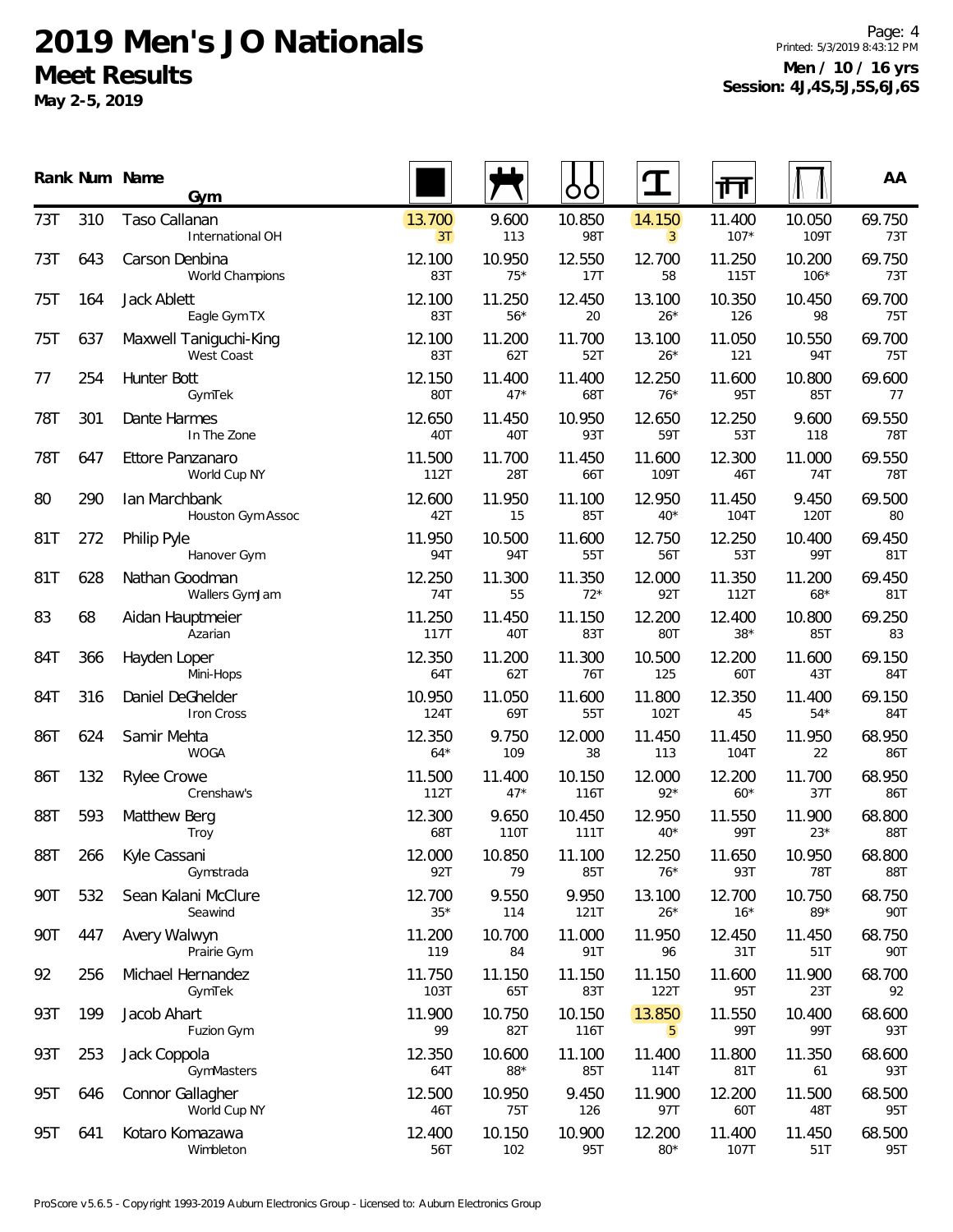# 2019 Men's JO Nationals

## Meet Results

**May 2-5, 2019**

**Men / 10 / 16 yrs**
**Session: 4J,4S,5J,5S,6J,6S**

| Rank | Num | Name / Gym | Floor | Pommel Horse | Rings | Vault | Parallel Bars | High Bar | AA |
|---|---|---|---|---|---|---|---|---|---|
| 73T | 310 | Taso Callanan<br>International OH | 13.700<br>3T | 9.600<br>113 | 10.850<br>98T | 14.150<br>3 | 11.400<br>107* | 10.050<br>109T | 69.750<br>73T |
| 73T | 643 | Carson Denbina<br>World Champions | 12.100<br>83T | 10.950<br>75* | 12.550<br>17T | 12.700<br>58 | 11.250<br>115T | 10.200<br>106* | 69.750<br>73T |
| 75T | 164 | Jack Ablett<br>Eagle Gym TX | 12.100<br>83T | 11.250<br>56* | 12.450<br>20 | 13.100<br>26* | 10.350<br>126 | 10.450<br>98 | 69.700<br>75T |
| 75T | 637 | Maxwell Taniguchi-King<br>West Coast | 12.100<br>83T | 11.200<br>62T | 11.700<br>52T | 13.100<br>26* | 11.050<br>121 | 10.550<br>94T | 69.700<br>75T |
| 77 | 254 | Hunter Bott<br>GymTek | 12.150<br>80T | 11.400<br>47* | 11.400<br>68T | 12.250<br>76* | 11.600<br>95T | 10.800<br>85T | 69.600<br>77 |
| 78T | 301 | Dante Harmes<br>In The Zone | 12.650<br>40T | 11.450<br>40T | 10.950<br>93T | 12.650<br>59T | 12.250<br>53T | 9.600<br>118 | 69.550<br>78T |
| 78T | 647 | Ettore Panzanaro<br>World Cup NY | 11.500<br>112T | 11.700<br>28T | 11.450<br>66T | 11.600<br>109T | 12.300<br>46T | 11.000<br>74T | 69.550<br>78T |
| 80 | 290 | Ian Marchbank<br>Houston Gym Assoc | 12.600<br>42T | 11.950<br>15 | 11.100<br>85T | 12.950<br>40* | 11.450<br>104T | 9.450<br>120T | 69.500<br>80 |
| 81T | 272 | Philip Pyle<br>Hanover Gym | 11.950<br>94T | 10.500<br>94T | 11.600<br>55T | 12.750<br>56T | 12.250<br>53T | 10.400<br>99T | 69.450<br>81T |
| 81T | 628 | Nathan Goodman<br>Wallers GymJam | 12.250<br>74T | 11.300<br>55 | 11.350<br>72* | 12.000<br>92T | 11.350<br>112T | 11.200<br>68* | 69.450<br>81T |
| 83 | 68 | Aidan Hauptmeier<br>Azarian | 11.250<br>117T | 11.450<br>40T | 11.150<br>83T | 12.200<br>80T | 12.400<br>38* | 10.800<br>85T | 69.250<br>83 |
| 84T | 366 | Hayden Loper<br>Mini-Hops | 12.350<br>64T | 11.200<br>62T | 11.300<br>76T | 10.500<br>125 | 12.200<br>60T | 11.600<br>43T | 69.150<br>84T |
| 84T | 316 | Daniel DeGhelder<br>Iron Cross | 10.950<br>124T | 11.050<br>69T | 11.600<br>55T | 11.800<br>102T | 12.350<br>45 | 11.400<br>54* | 69.150<br>84T |
| 86T | 624 | Samir Mehta<br>WOGA | 12.350<br>64* | 9.750<br>109 | 12.000<br>38 | 11.450<br>113 | 11.450<br>104T | 11.950<br>22 | 68.950<br>86T |
| 86T | 132 | Rylee Crowe<br>Crenshaw's | 11.500<br>112T | 11.400<br>47* | 10.150<br>116T | 12.000<br>92* | 12.200<br>60* | 11.700<br>37T | 68.950<br>86T |
| 88T | 593 | Matthew Berg<br>Troy | 12.300<br>68T | 9.650<br>110T | 10.450<br>111T | 12.950<br>40* | 11.550<br>99T | 11.900<br>23* | 68.800<br>88T |
| 88T | 266 | Kyle Cassani<br>Gymstrada | 12.000<br>92T | 10.850<br>79 | 11.100<br>85T | 12.250<br>76* | 11.650<br>93T | 10.950<br>78T | 68.800<br>88T |
| 90T | 532 | Sean Kalani McClure<br>Seawind | 12.700<br>35* | 9.550<br>114 | 9.950<br>121T | 13.100<br>26* | 12.700<br>16* | 10.750<br>89* | 68.750<br>90T |
| 90T | 447 | Avery Walwyn<br>Prairie Gym | 11.200<br>119 | 10.700<br>84 | 11.000<br>91T | 11.950<br>96 | 12.450<br>31T | 11.450<br>51T | 68.750<br>90T |
| 92 | 256 | Michael Hernandez<br>GymTek | 11.750<br>103T | 11.150<br>65T | 11.150<br>83T | 11.150<br>122T | 11.600<br>95T | 11.900<br>23T | 68.700<br>92 |
| 93T | 199 | Jacob Ahart<br>Fuzion Gym | 11.900<br>99 | 10.750<br>82T | 10.150<br>116T | 13.850<br>5 | 11.550<br>99T | 10.400<br>99T | 68.600<br>93T |
| 93T | 253 | Jack Coppola<br>GymMasters | 12.350<br>64T | 10.600<br>88* | 11.100<br>85T | 11.400<br>114T | 11.800<br>81T | 11.350<br>61 | 68.600<br>93T |
| 95T | 646 | Connor Gallagher<br>World Cup NY | 12.500<br>46T | 10.950<br>75T | 9.450<br>126 | 11.900<br>97T | 12.200<br>60T | 11.500<br>48T | 68.500<br>95T |
| 95T | 641 | Kotaro Komazawa<br>Wimbleton | 12.400<br>56T | 10.150<br>102 | 10.900<br>95T | 12.200<br>80* | 11.400<br>107T | 11.450<br>51T | 68.500<br>95T |

ProScore v5.6.5 - Copyright 1993-2019 Auburn Electronics Group - Licensed to: Auburn Electronics Group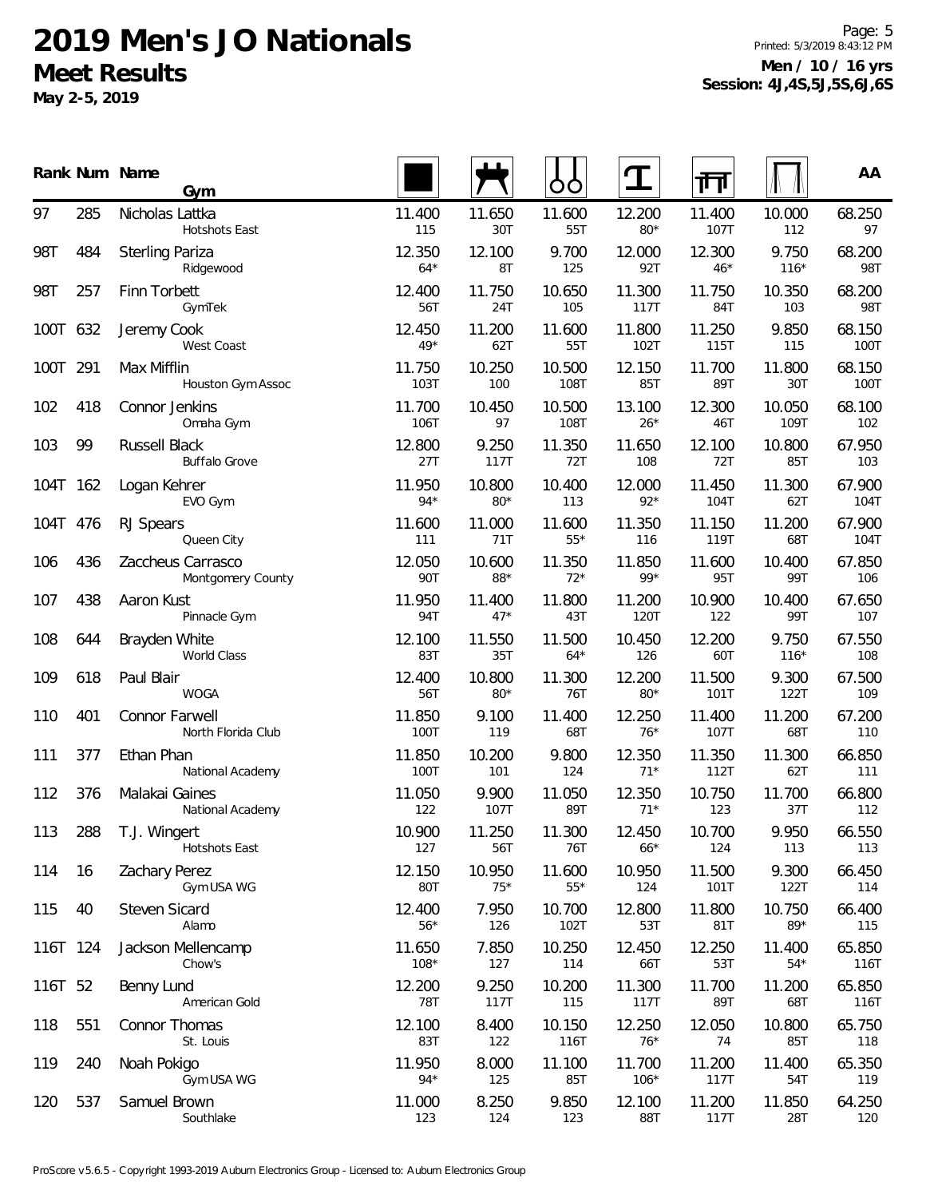# 2019 Men's JO Nationals

## Meet Results

**May 2-5, 2019**

**Men / 10 / 16 yrs**
**Session: 4J,4S,5J,5S,6J,6S**

| Rank | Num | Name / Gym | Floor | Pommel Horse | Rings | Vault | Parallel Bars | High Bar | AA |
|---|---|---|---|---|---|---|---|---|---|
| 97 | 285 | Nicholas Lattka<br>Hotshots East | 11.400<br>115 | 11.650<br>30T | 11.600<br>55T | 12.200<br>80* | 11.400<br>107T | 10.000<br>112 | 68.250<br>97 |
| 98T | 484 | Sterling Pariza<br>Ridgewood | 12.350<br>64* | 12.100<br>8T | 9.700<br>125 | 12.000<br>92T | 12.300<br>46* | 9.750<br>116* | 68.200<br>98T |
| 98T | 257 | Finn Torbett<br>GymTek | 12.400<br>56T | 11.750<br>24T | 10.650<br>105 | 11.300<br>117T | 11.750<br>84T | 10.350<br>103 | 68.200<br>98T |
| 100T | 632 | Jeremy Cook<br>West Coast | 12.450<br>49* | 11.200<br>62T | 11.600<br>55T | 11.800<br>102T | 11.250<br>115T | 9.850<br>115 | 68.150<br>100T |
| 100T | 291 | Max Mifflin<br>Houston Gym Assoc | 11.750<br>103T | 10.250<br>100 | 10.500<br>108T | 12.150<br>85T | 11.700<br>89T | 11.800<br>30T | 68.150<br>100T |
| 102 | 418 | Connor Jenkins<br>Omaha Gym | 11.700<br>106T | 10.450<br>97 | 10.500<br>108T | 13.100<br>26* | 12.300<br>46T | 10.050<br>109T | 68.100<br>102 |
| 103 | 99 | Russell Black<br>Buffalo Grove | 12.800<br>27T | 9.250<br>117T | 11.350<br>72T | 11.650<br>108 | 12.100<br>72T | 10.800<br>85T | 67.950<br>103 |
| 104T | 162 | Logan Kehrer<br>EVO Gym | 11.950<br>94* | 10.800<br>80* | 10.400<br>113 | 12.000<br>92* | 11.450<br>104T | 11.300<br>62T | 67.900<br>104T |
| 104T | 476 | RJ Spears<br>Queen City | 11.600<br>111 | 11.000<br>71T | 11.600<br>55* | 11.350<br>116 | 11.150<br>119T | 11.200<br>68T | 67.900<br>104T |
| 106 | 436 | Zaccheus Carrasco<br>Montgomery County | 12.050<br>90T | 10.600<br>88* | 11.350<br>72* | 11.850<br>99* | 11.600<br>95T | 10.400<br>99T | 67.850<br>106 |
| 107 | 438 | Aaron Kust<br>Pinnacle Gym | 11.950<br>94T | 11.400<br>47* | 11.800<br>43T | 11.200<br>120T | 10.900<br>122 | 10.400<br>99T | 67.650<br>107 |
| 108 | 644 | Brayden White<br>World Class | 12.100<br>83T | 11.550<br>35T | 11.500<br>64* | 10.450<br>126 | 12.200<br>60T | 9.750<br>116* | 67.550<br>108 |
| 109 | 618 | Paul Blair<br>WOGA | 12.400<br>56T | 10.800<br>80* | 11.300<br>76T | 12.200<br>80* | 11.500<br>101T | 9.300<br>122T | 67.500<br>109 |
| 110 | 401 | Connor Farwell<br>North Florida Club | 11.850<br>100T | 9.100<br>119 | 11.400<br>68T | 12.250<br>76* | 11.400<br>107T | 11.200<br>68T | 67.200<br>110 |
| 111 | 377 | Ethan Phan<br>National Academy | 11.850<br>100T | 10.200<br>101 | 9.800<br>124 | 12.350<br>71* | 11.350<br>112T | 11.300<br>62T | 66.850<br>111 |
| 112 | 376 | Malakai Gaines<br>National Academy | 11.050<br>122 | 9.900<br>107T | 11.050<br>89T | 12.350<br>71* | 10.750<br>123 | 11.700<br>37T | 66.800<br>112 |
| 113 | 288 | T.J. Wingert<br>Hotshots East | 10.900<br>127 | 11.250<br>56T | 11.300<br>76T | 12.450<br>66* | 10.700<br>124 | 9.950<br>113 | 66.550<br>113 |
| 114 | 16 | Zachary Perez<br>Gym USA WG | 12.150<br>80T | 10.950<br>75* | 11.600<br>55* | 10.950<br>124 | 11.500<br>101T | 9.300<br>122T | 66.450<br>114 |
| 115 | 40 | Steven Sicard<br>Alamo | 12.400<br>56* | 7.950<br>126 | 10.700<br>102T | 12.800<br>53T | 11.800<br>81T | 10.750<br>89* | 66.400<br>115 |
| 116T | 124 | Jackson Mellencamp<br>Chow's | 11.650<br>108* | 7.850<br>127 | 10.250<br>114 | 12.450<br>66T | 12.250<br>53T | 11.400<br>54* | 65.850<br>116T |
| 116T | 52 | Benny Lund<br>American Gold | 12.200<br>78T | 9.250<br>117T | 10.200<br>115 | 11.300<br>117T | 11.700<br>89T | 11.200<br>68T | 65.850<br>116T |
| 118 | 551 | Connor Thomas<br>St. Louis | 12.100<br>83T | 8.400<br>122 | 10.150<br>116T | 12.250<br>76* | 12.050<br>74 | 10.800<br>85T | 65.750<br>118 |
| 119 | 240 | Noah Pokigo<br>Gym USA WG | 11.950<br>94* | 8.000<br>125 | 11.100<br>85T | 11.700<br>106* | 11.200<br>117T | 11.400<br>54T | 65.350<br>119 |
| 120 | 537 | Samuel Brown<br>Southlake | 11.000<br>123 | 8.250<br>124 | 9.850<br>123 | 12.100<br>88T | 11.200<br>117T | 11.850<br>28T | 64.250<br>120 |

ProScore v5.6.5 - Copyright 1993-2019 Auburn Electronics Group - Licensed to: Auburn Electronics Group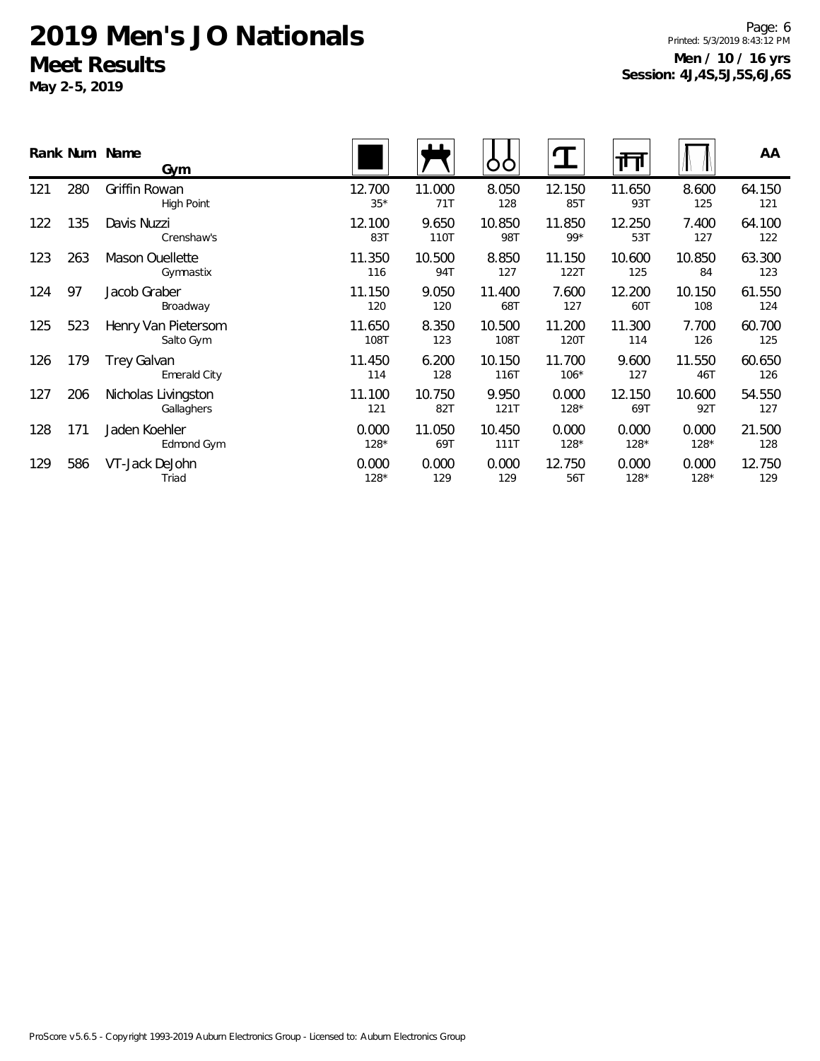# 2019 Men's JO Nationals

## Meet Results

**May 2-5, 2019**

**Men / 10 / 16 yrs**
**Session: 4J,4S,5J,5S,6J,6S**

| Rank | Num | Name / Gym | Floor | Pommel Horse | Rings | Vault | Parallel Bars | High Bar | AA |
|---|---|---|---|---|---|---|---|---|---|
| 121 | 280 | Griffin Rowan<br>High Point | 12.700<br>35* | 11.000<br>71T | 8.050<br>128 | 12.150<br>85T | 11.650<br>93T | 8.600<br>125 | 64.150<br>121 |
| 122 | 135 | Davis Nuzzi<br>Crenshaw's | 12.100<br>83T | 9.650<br>110T | 10.850<br>98T | 11.850<br>99* | 12.250<br>53T | 7.400<br>127 | 64.100<br>122 |
| 123 | 263 | Mason Ouellette<br>Gymnastix | 11.350<br>116 | 10.500<br>94T | 8.850<br>127 | 11.150<br>122T | 10.600<br>125 | 10.850<br>84 | 63.300<br>123 |
| 124 | 97 | Jacob Graber<br>Broadway | 11.150<br>120 | 9.050<br>120 | 11.400<br>68T | 7.600<br>127 | 12.200<br>60T | 10.150<br>108 | 61.550<br>124 |
| 125 | 523 | Henry Van Pietersom<br>Salto Gym | 11.650<br>108T | 8.350<br>123 | 10.500<br>108T | 11.200<br>120T | 11.300<br>114 | 7.700<br>126 | 60.700<br>125 |
| 126 | 179 | Trey Galvan<br>Emerald City | 11.450<br>114 | 6.200<br>128 | 10.150<br>116T | 11.700<br>106* | 9.600<br>127 | 11.550<br>46T | 60.650<br>126 |
| 127 | 206 | Nicholas Livingston<br>Gallaghers | 11.100<br>121 | 10.750<br>82T | 9.950<br>121T | 0.000<br>128* | 12.150<br>69T | 10.600<br>92T | 54.550<br>127 |
| 128 | 171 | Jaden Koehler<br>Edmond Gym | 0.000<br>128* | 11.050<br>69T | 10.450<br>111T | 0.000<br>128* | 0.000<br>128* | 0.000<br>128* | 21.500<br>128 |
| 129 | 586 | VT-Jack DeJohn<br>Triad | 0.000<br>128* | 0.000<br>129 | 0.000<br>129 | 12.750<br>56T | 0.000<br>128* | 0.000<br>128* | 12.750<br>129 |

ProScore v5.6.5 - Copyright 1993-2019 Auburn Electronics Group - Licensed to: Auburn Electronics Group